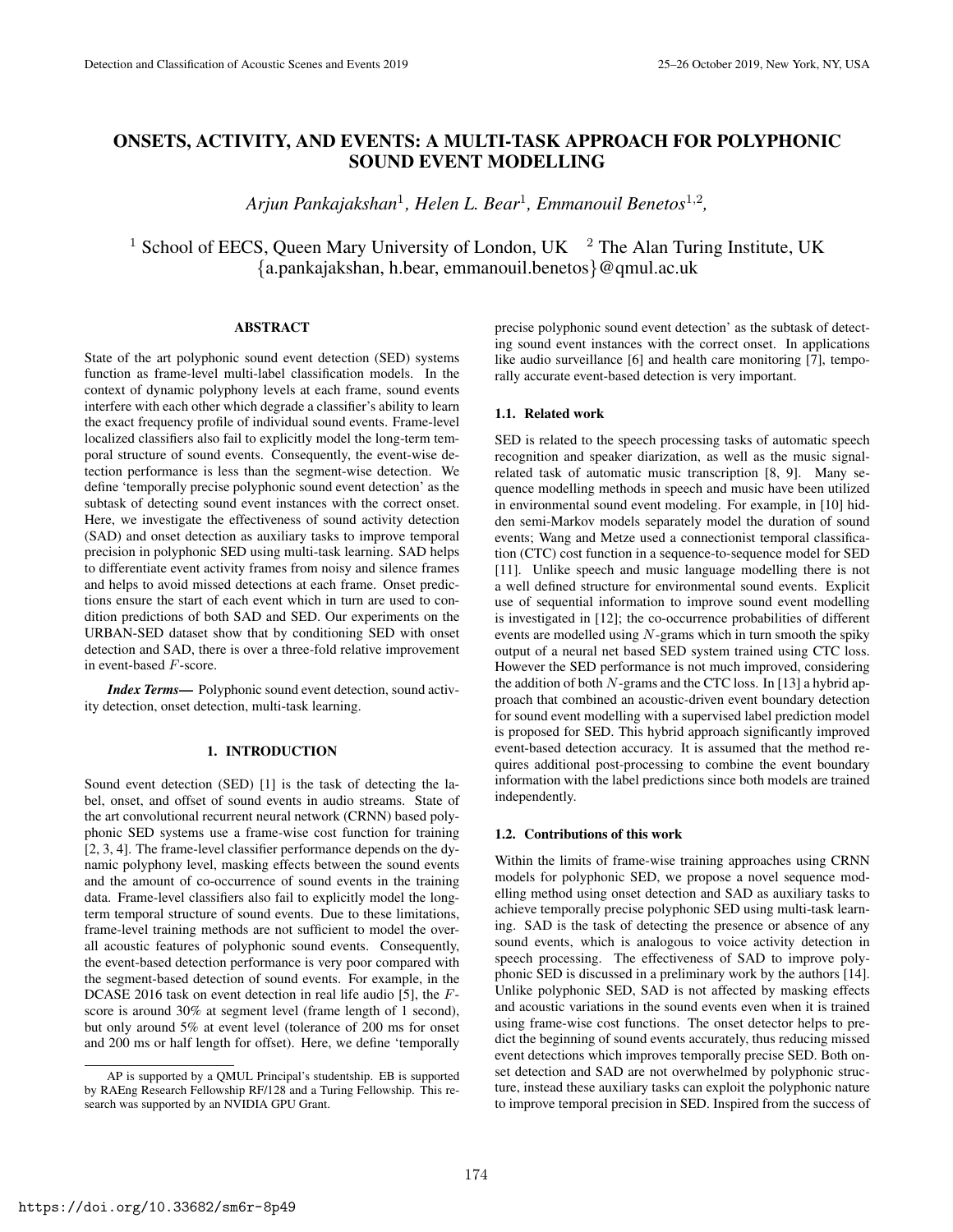# ONSETS, ACTIVITY, AND EVENTS: A MULTI-TASK APPROACH FOR POLYPHONIC SOUND EVENT MODELLING

*Arjun Pankajakshan*[1], *Helen L. Bear*[1], *Emmanouil Benetos*[1,2],

[1] School of EECS, Queen Mary University of London, UK  [2] The Alan Turing Institute, UK
{a.pankajakshan, h.bear, emmanouil.benetos}@qmul.ac.uk

## ABSTRACT

State of the art polyphonic sound event detection (SED) systems function as frame-level multi-label classification models. In the context of dynamic polyphony levels at each frame, sound events interfere with each other which degrade a classifier's ability to learn the exact frequency profile of individual sound events. Frame-level localized classifiers also fail to explicitly model the long-term temporal structure of sound events. Consequently, the event-wise detection performance is less than the segment-wise detection. We define 'temporally precise polyphonic sound event detection' as the subtask of detecting sound event instances with the correct onset. Here, we investigate the effectiveness of sound activity detection (SAD) and onset detection as auxiliary tasks to improve temporal precision in polyphonic SED using multi-task learning. SAD helps to differentiate event activity frames from noisy and silence frames and helps to avoid missed detections at each frame. Onset predictions ensure the start of each event which in turn are used to condition predictions of both SAD and SED. Our experiments on the URBAN-SED dataset show that by conditioning SED with onset detection and SAD, there is over a three-fold relative improvement in event-based $F$-score.

***Index Terms*—** Polyphonic sound event detection, sound activity detection, onset detection, multi-task learning.

## 1. INTRODUCTION

Sound event detection (SED) [1] is the task of detecting the label, onset, and offset of sound events in audio streams. State of the art convolutional recurrent neural network (CRNN) based polyphonic SED systems use a frame-wise cost function for training [2, 3, 4]. The frame-level classifier performance depends on the dynamic polyphony level, masking effects between the sound events and the amount of co-occurrence of sound events in the training data. Frame-level classifiers also fail to explicitly model the long-term temporal structure of sound events. Due to these limitations, frame-level training methods are not sufficient to model the overall acoustic features of polyphonic sound events. Consequently, the event-based detection performance is very poor compared with the segment-based detection of sound events. For example, in the DCASE 2016 task on event detection in real life audio [5], the $F$-score is around 30% at segment level (frame length of 1 second), but only around 5% at event level (tolerance of 200 ms for onset and 200 ms or half length for offset). Here, we define 'temporally precise polyphonic sound event detection' as the subtask of detecting sound event instances with the correct onset. In applications like audio surveillance [6] and health care monitoring [7], temporally accurate event-based detection is very important.

### 1.1. Related work

SED is related to the speech processing tasks of automatic speech recognition and speaker diarization, as well as the music signal-related task of automatic music transcription [8, 9]. Many sequence modelling methods in speech and music have been utilized in environmental sound event modeling. For example, in [10] hidden semi-Markov models separately model the duration of sound events; Wang and Metze used a connectionist temporal classification (CTC) cost function in a sequence-to-sequence model for SED [11]. Unlike speech and music language modelling there is not a well defined structure for environmental sound events. Explicit use of sequential information to improve sound event modelling is investigated in [12]; the co-occurrence probabilities of different events are modelled using $N$-grams which in turn smooth the spiky output of a neural net based SED system trained using CTC loss. However the SED performance is not much improved, considering the addition of both $N$-grams and the CTC loss. In [13] a hybrid approach that combined an acoustic-driven event boundary detection for sound event modelling with a supervised label prediction model is proposed for SED. This hybrid approach significantly improved event-based detection accuracy. It is assumed that the method requires additional post-processing to combine the event boundary information with the label predictions since both models are trained independently.

### 1.2. Contributions of this work

Within the limits of frame-wise training approaches using CRNN models for polyphonic SED, we propose a novel sequence modelling method using onset detection and SAD as auxiliary tasks to achieve temporally precise polyphonic SED using multi-task learning. SAD is the task of detecting the presence or absence of any sound events, which is analogous to voice activity detection in speech processing. The effectiveness of SAD to improve polyphonic SED is discussed in a preliminary work by the authors [14]. Unlike polyphonic SED, SAD is not affected by masking effects and acoustic variations in the sound events even when it is trained using frame-wise cost functions. The onset detector helps to predict the beginning of sound events accurately, thus reducing missed event detections which improves temporally precise SED. Both onset detection and SAD are not overwhelmed by polyphonic structure, instead these auxiliary tasks can exploit the polyphonic nature to improve temporal precision in SED. Inspired from the success of

AP is supported by a QMUL Principal's studentship. EB is supported by RAEng Research Fellowship RF/128 and a Turing Fellowship. This research was supported by an NVIDIA GPU Grant.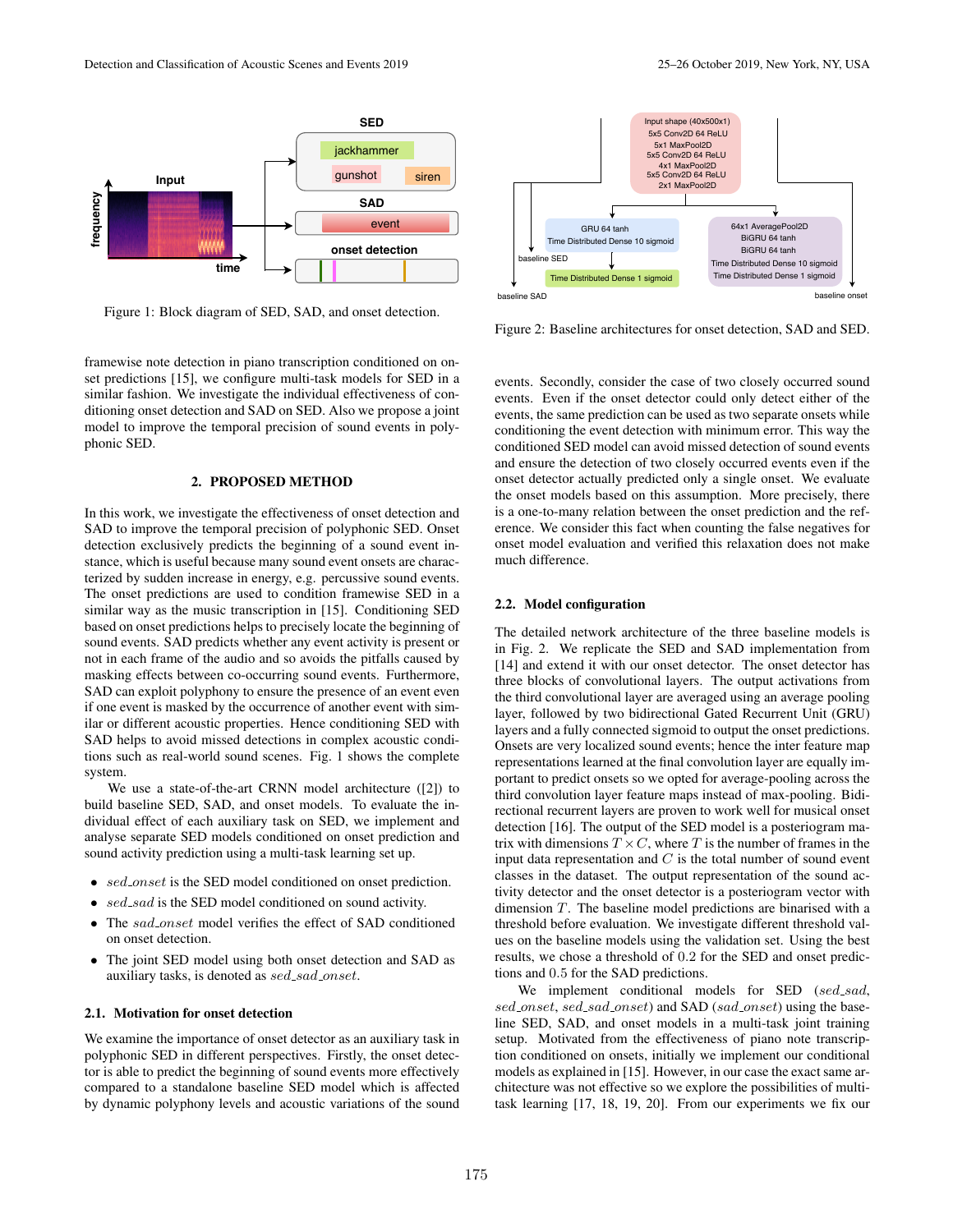Figure 1: Block diagram of SED, SAD, and onset detection.

framewise note detection in piano transcription conditioned on onset predictions [15], we configure multi-task models for SED in a similar fashion. We investigate the individual effectiveness of conditioning onset detection and SAD on SED. Also we propose a joint model to improve the temporal precision of sound events in polyphonic SED.

## 2. PROPOSED METHOD

In this work, we investigate the effectiveness of onset detection and SAD to improve the temporal precision of polyphonic SED. Onset detection exclusively predicts the beginning of a sound event instance, which is useful because many sound event onsets are characterized by sudden increase in energy, e.g. percussive sound events. The onset predictions are used to condition framewise SED in a similar way as the music transcription in [15]. Conditioning SED based on onset predictions helps to precisely locate the beginning of sound events. SAD predicts whether any event activity is present or not in each frame of the audio and so avoids the pitfalls caused by masking effects between co-occurring sound events. Furthermore, SAD can exploit polyphony to ensure the presence of an event even if one event is masked by the occurrence of another event with similar or different acoustic properties. Hence conditioning SED with SAD helps to avoid missed detections in complex acoustic conditions such as real-world sound scenes. Fig. 1 shows the complete system.

We use a state-of-the-art CRNN model architecture ([2]) to build baseline SED, SAD, and onset models. To evaluate the individual effect of each auxiliary task on SED, we implement and analyse separate SED models conditioned on onset prediction and sound activity prediction using a multi-task learning set up.

- $sed\_onset$ is the SED model conditioned on onset prediction.
- $sed\_sad$ is the SED model conditioned on sound activity.
- The $sad\_onset$ model verifies the effect of SAD conditioned on onset detection.
- The joint SED model using both onset detection and SAD as auxiliary tasks, is denoted as $sed\_sad\_onset$.

### 2.1. Motivation for onset detection

We examine the importance of onset detector as an auxiliary task in polyphonic SED in different perspectives. Firstly, the onset detector is able to predict the beginning of sound events more effectively compared to a standalone baseline SED model which is affected by dynamic polyphony levels and acoustic variations of the sound events. Secondly, consider the case of two closely occurred sound events. Even if the onset detector could only detect either of the events, the same prediction can be used as two separate onsets while conditioning the event detection with minimum error. This way the conditioned SED model can avoid missed detection of sound events and ensure the detection of two closely occurred events even if the onset detector actually predicted only a single onset. We evaluate the onset models based on this assumption. More precisely, there is a one-to-many relation between the onset prediction and the reference. We consider this fact when counting the false negatives for onset model evaluation and verified this relaxation does not make much difference.

Figure 2: Baseline architectures for onset detection, SAD and SED.

### 2.2. Model configuration

The detailed network architecture of the three baseline models is in Fig. 2. We replicate the SED and SAD implementation from [14] and extend it with our onset detector. The onset detector has three blocks of convolutional layers. The output activations from the third convolutional layer are averaged using an average pooling layer, followed by two bidirectional Gated Recurrent Unit (GRU) layers and a fully connected sigmoid to output the onset predictions. Onsets are very localized sound events; hence the inter feature map representations learned at the final convolution layer are equally important to predict onsets so we opted for average-pooling across the third convolution layer feature maps instead of max-pooling. Bidirectional recurrent layers are proven to work well for musical onset detection [16]. The output of the SED model is a posteriogram matrix with dimensions $T \times C$, where $T$ is the number of frames in the input data representation and $C$ is the total number of sound event classes in the dataset. The output representation of the sound activity detector and the onset detector is a posteriogram vector with dimension $T$. The baseline model predictions are binarised with a threshold before evaluation. We investigate different threshold values on the baseline models using the validation set. Using the best results, we chose a threshold of 0.2 for the SED and onset predictions and 0.5 for the SAD predictions.

We implement conditional models for SED ($sed\_sad$, $sed\_onset$, $sed\_sad\_onset$) and SAD ($sad\_onset$) using the baseline SED, SAD, and onset models in a multi-task joint training setup. Motivated from the effectiveness of piano note transcription conditioned on onsets, initially we implement our conditional models as explained in [15]. However, in our case the exact same architecture was not effective so we explore the possibilities of multi-task learning [17, 18, 19, 20]. From our experiments we fix our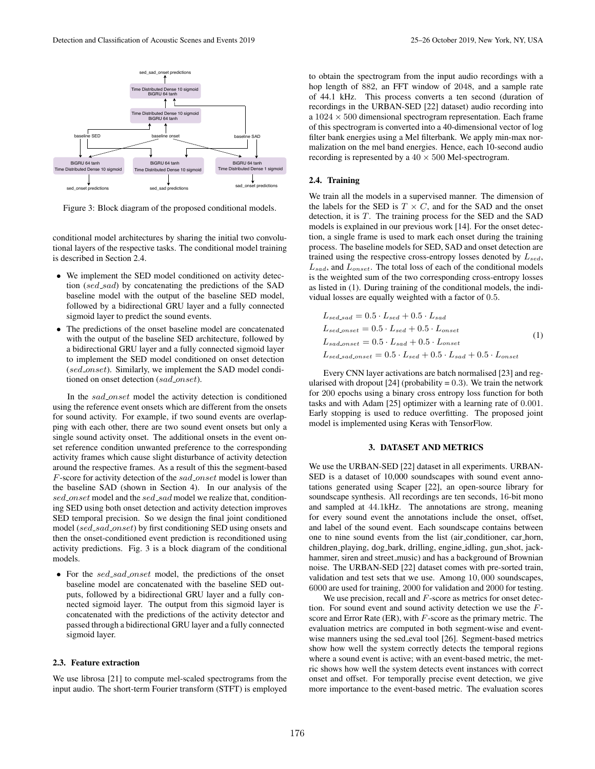Figure 3: Block diagram of the proposed conditional models.

conditional model architectures by sharing the initial two convolutional layers of the respective tasks. The conditional model training is described in Section 2.4.

- We implement the SED model conditioned on activity detection ($sed\_sad$) by concatenating the predictions of the SAD baseline model with the output of the baseline SED model, followed by a bidirectional GRU layer and a fully connected sigmoid layer to predict the sound events.
- The predictions of the onset baseline model are concatenated with the output of the baseline SED architecture, followed by a bidirectional GRU layer and a fully connected sigmoid layer to implement the SED model conditioned on onset detection ($sed\_onset$). Similarly, we implement the SAD model conditioned on onset detection ($sad\_onset$).

In the $sad\_onset$ model the activity detection is conditioned using the reference event onsets which are different from the onsets for sound activity. For example, if two sound events are overlapping with each other, there are two sound event onsets but only a single sound activity onset. The additional onsets in the event onset reference condition unwanted preference to the corresponding activity frames which cause slight disturbance of activity detection around the respective frames. As a result of this the segment-based $F$-score for activity detection of the $sad\_onset$ model is lower than the baseline SAD (shown in Section 4). In our analysis of the $sed\_onset$ model and the $sed\_sad$ model we realize that, conditioning SED using both onset detection and activity detection improves SED temporal precision. So we design the final joint conditioned model ($sed\_sad\_onset$) by first conditioning SED using onsets and then the onset-conditioned event prediction is reconditioned using activity predictions. Fig. 3 is a block diagram of the conditional models.

- For the $sed\_sad\_onset$ model, the predictions of the onset baseline model are concatenated with the baseline SED outputs, followed by a bidirectional GRU layer and a fully connected sigmoid layer. The output from this sigmoid layer is concatenated with the predictions of the activity detector and passed through a bidirectional GRU layer and a fully connected sigmoid layer.

### 2.3. Feature extraction

We use librosa [21] to compute mel-scaled spectrograms from the input audio. The short-term Fourier transform (STFT) is employed to obtain the spectrogram from the input audio recordings with a hop length of 882, an FFT window of 2048, and a sample rate of 44.1 kHz. This process converts a ten second (duration of recordings in the URBAN-SED [22] dataset) audio recording into a $1024 \times 500$ dimensional spectrogram representation. Each frame of this spectrogram is converted into a 40-dimensional vector of log filter bank energies using a Mel filterbank. We apply min-max normalization on the mel band energies. Hence, each 10-second audio recording is represented by a $40 \times 500$ Mel-spectrogram.

### 2.4. Training

We train all the models in a supervised manner. The dimension of the labels for the SED is $T \times C$, and for the SAD and the onset detection, it is $T$. The training process for the SED and the SAD models is explained in our previous work [14]. For the onset detection, a single frame is used to mark each onset during the training process. The baseline models for SED, SAD and onset detection are trained using the respective cross-entropy losses denoted by $L_{sed}$, $L_{sad}$, and $L_{onset}$. The total loss of each of the conditional models is the weighted sum of the two corresponding cross-entropy losses as listed in (1). During training of the conditional models, the individual losses are equally weighted with a factor of 0.5.

$$
\begin{aligned}
L_{sed\_sad} &= 0.5 \cdot L_{sed} + 0.5 \cdot L_{sad} \\
L_{sed\_onset} &= 0.5 \cdot L_{sed} + 0.5 \cdot L_{onset} \\
L_{sad\_onset} &= 0.5 \cdot L_{sad} + 0.5 \cdot L_{onset} \\
L_{sed\_sad\_onset} &= 0.5 \cdot L_{sed} + 0.5 \cdot L_{sad} + 0.5 \cdot L_{onset}
\end{aligned}
\tag{1}
$$

Every CNN layer activations are batch normalised [23] and regularised with dropout [24] (probability = 0.3). We train the network for 200 epochs using a binary cross entropy loss function for both tasks and with Adam [25] optimizer with a learning rate of 0.001. Early stopping is used to reduce overfitting. The proposed joint model is implemented using Keras with TensorFlow.

## 3. DATASET AND METRICS

We use the URBAN-SED [22] dataset in all experiments. URBAN-SED is a dataset of 10,000 soundscapes with sound event annotations generated using Scaper [22], an open-source library for soundscape synthesis. All recordings are ten seconds, 16-bit mono and sampled at 44.1kHz. The annotations are strong, meaning for every sound event the annotations include the onset, offset, and label of the sound event. Each soundscape contains between one to nine sound events from the list (air_conditioner, car_horn, children_playing, dog_bark, drilling, engine_idling, gun_shot, jackhammer, siren and street_music) and has a background of Brownian noise. The URBAN-SED [22] dataset comes with pre-sorted train, validation and test sets that we use. Among 10,000 soundscapes, 6000 are used for training, 2000 for validation and 2000 for testing.

We use precision, recall and $F$-score as metrics for onset detection. For sound event and sound activity detection we use the $F$-score and Error Rate (ER), with $F$-score as the primary metric. The evaluation metrics are computed in both segment-wise and event-wise manners using the sed_eval tool [26]. Segment-based metrics show how well the system correctly detects the temporal regions where a sound event is active; with an event-based metric, the metric shows how well the system detects event instances with correct onset and offset. For temporally precise event detection, we give more importance to the event-based metric. The evaluation scores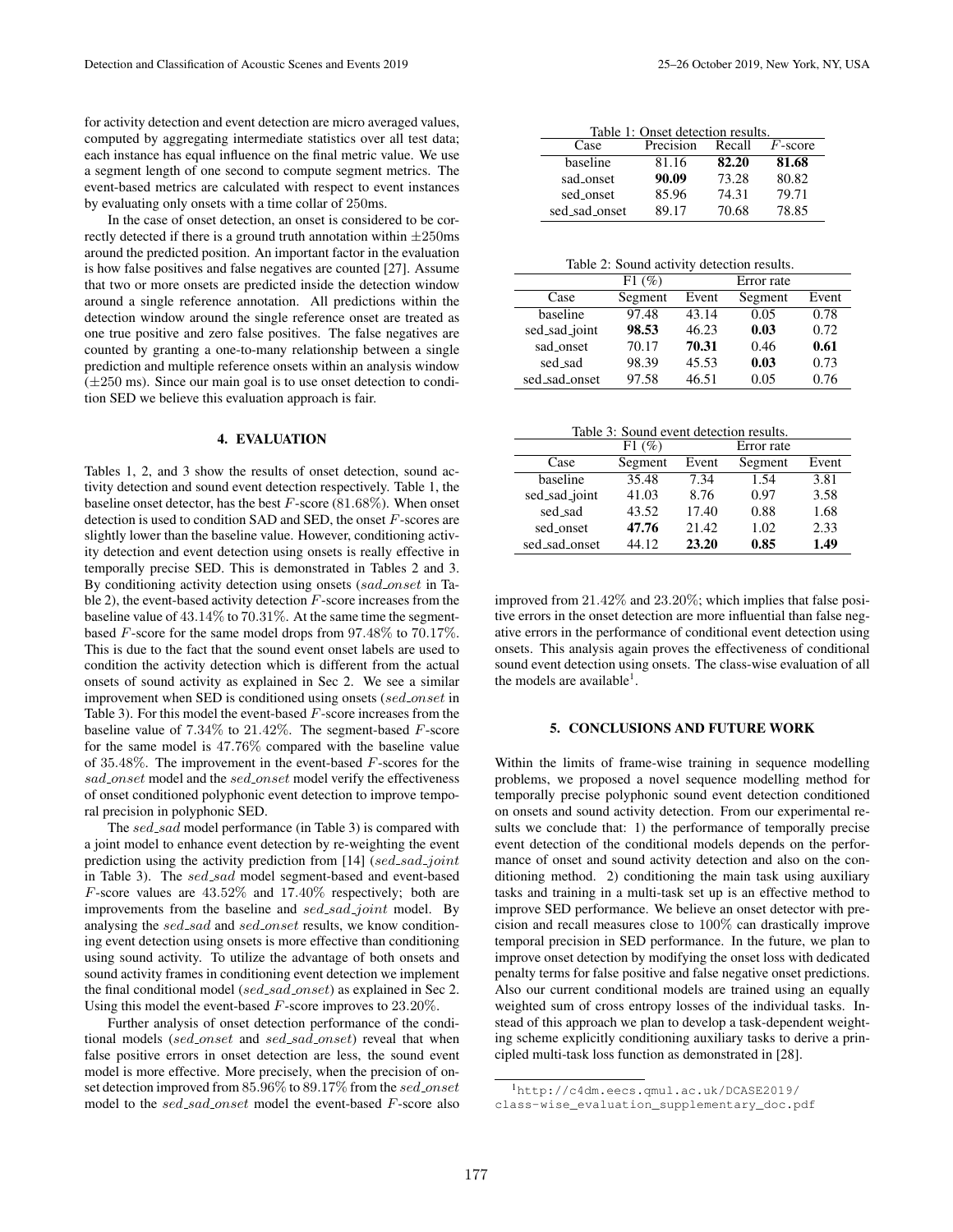for activity detection and event detection are micro averaged values, computed by aggregating intermediate statistics over all test data; each instance has equal influence on the final metric value. We use a segment length of one second to compute segment metrics. The event-based metrics are calculated with respect to event instances by evaluating only onsets with a time collar of 250ms.

In the case of onset detection, an onset is considered to be correctly detected if there is a ground truth annotation within $\pm$250ms around the predicted position. An important factor in the evaluation is how false positives and false negatives are counted [27]. Assume that two or more onsets are predicted inside the detection window around a single reference annotation. All predictions within the detection window around the single reference onset are treated as one true positive and zero false positives. The false negatives are counted by granting a one-to-many relationship between a single prediction and multiple reference onsets within an analysis window ($\pm$250 ms). Since our main goal is to use onset detection to condition SED we believe this evaluation approach is fair.

## 4. EVALUATION

Tables 1, 2, and 3 show the results of onset detection, sound activity detection and sound event detection respectively. Table 1, the baseline onset detector, has the best $F$-score (81.68%). When onset detection is used to condition SAD and SED, the onset $F$-scores are slightly lower than the baseline value. However, conditioning activity detection and event detection using onsets is really effective in temporally precise SED. This is demonstrated in Tables 2 and 3. By conditioning activity detection using onsets ($sad\_onset$ in Table 2), the event-based activity detection $F$-score increases from the baseline value of 43.14% to 70.31%. At the same time the segment-based $F$-score for the same model drops from 97.48% to 70.17%. This is due to the fact that the sound event onset labels are used to condition the activity detection which is different from the actual onsets of sound activity as explained in Sec 2. We see a similar improvement when SED is conditioned using onsets ($sed\_onset$ in Table 3). For this model the event-based $F$-score increases from the baseline value of 7.34% to 21.42%. The segment-based $F$-score for the same model is 47.76% compared with the baseline value of 35.48%. The improvement in the event-based $F$-scores for the $sad\_onset$ model and the $sed\_onset$ model verify the effectiveness of onset conditioned polyphonic event detection to improve temporal precision in polyphonic SED.

The $sed\_sad$ model performance (in Table 3) is compared with a joint model to enhance event detection by re-weighting the event prediction using the activity prediction from [14] ($sed\_sad\_joint$ in Table 3). The $sed\_sad$ model segment-based and event-based $F$-score values are 43.52% and 17.40% respectively; both are improvements from the baseline and $sed\_sad\_joint$ model. By analysing the $sed\_sad$ and $sed\_onset$ results, we know conditioning event detection using onsets is more effective than conditioning using sound activity. To utilize the advantage of both onsets and sound activity frames in conditioning event detection we implement the final conditional model ($sed\_sad\_onset$) as explained in Sec 2. Using this model the event-based $F$-score improves to 23.20%.

Further analysis of onset detection performance of the conditional models ($sed\_onset$ and $sed\_sad\_onset$) reveal that when false positive errors in onset detection are less, the sound event model is more effective. More precisely, when the precision of onset detection improved from 85.96% to 89.17% from the $sed\_onset$ model to the $sed\_sad\_onset$ model the event-based $F$-score also improved from 21.42% and 23.20%; which implies that false positive errors in the onset detection are more influential than false negative errors in the performance of conditional event detection using onsets. This analysis again proves the effectiveness of conditional sound event detection using onsets. The class-wise evaluation of all the models are available[1].

Table 1: Onset detection results.

| Case | Precision | Recall | $F$-score |
|---|---|---|---|
| baseline | 81.16 | **82.20** | **81.68** |
| sad_onset | **90.09** | 73.28 | 80.82 |
| sed_onset | 85.96 | 74.31 | 79.71 |
| sed_sad_onset | 89.17 | 70.68 | 78.85 |

Table 2: Sound activity detection results.

| | F1 (%) | | Error rate | |
|---|---|---|---|---|
| Case | Segment | Event | Segment | Event |
| baseline | 97.48 | 43.14 | 0.05 | 0.78 |
| sed_sad_joint | **98.53** | 46.23 | **0.03** | 0.72 |
| sad_onset | 70.17 | **70.31** | 0.46 | **0.61** |
| sed_sad | 98.39 | 45.53 | **0.03** | 0.73 |
| sed_sad_onset | 97.58 | 46.51 | 0.05 | 0.76 |

Table 3: Sound event detection results.

| | F1 (%) | | Error rate | |
|---|---|---|---|---|
| Case | Segment | Event | Segment | Event |
| baseline | 35.48 | 7.34 | 1.54 | 3.81 |
| sed_sad_joint | 41.03 | 8.76 | 0.97 | 3.58 |
| sed_sad | 43.52 | 17.40 | 0.88 | 1.68 |
| sed_onset | **47.76** | 21.42 | 1.02 | 2.33 |
| sed_sad_onset | 44.12 | **23.20** | **0.85** | **1.49** |

## 5. CONCLUSIONS AND FUTURE WORK

Within the limits of frame-wise training in sequence modelling problems, we proposed a novel sequence modelling method for temporally precise polyphonic sound event detection conditioned on onsets and sound activity detection. From our experimental results we conclude that: 1) the performance of temporally precise event detection of the conditional models depends on the performance of onset and sound activity detection and also on the conditioning method. 2) conditioning the main task using auxiliary tasks and training in a multi-task set up is an effective method to improve SED performance. We believe an onset detector with precision and recall measures close to 100% can drastically improve temporal precision in SED performance. In the future, we plan to improve onset detection by modifying the onset loss with dedicated penalty terms for false positive and false negative onset predictions. Also our current conditional models are trained using an equally weighted sum of cross entropy losses of the individual tasks. Instead of this approach we plan to develop a task-dependent weighting scheme explicitly conditioning auxiliary tasks to derive a principled multi-task loss function as demonstrated in [28].

[1] http://c4dm.eecs.qmul.ac.uk/DCASE2019/class-wise_evaluation_supplementary_doc.pdf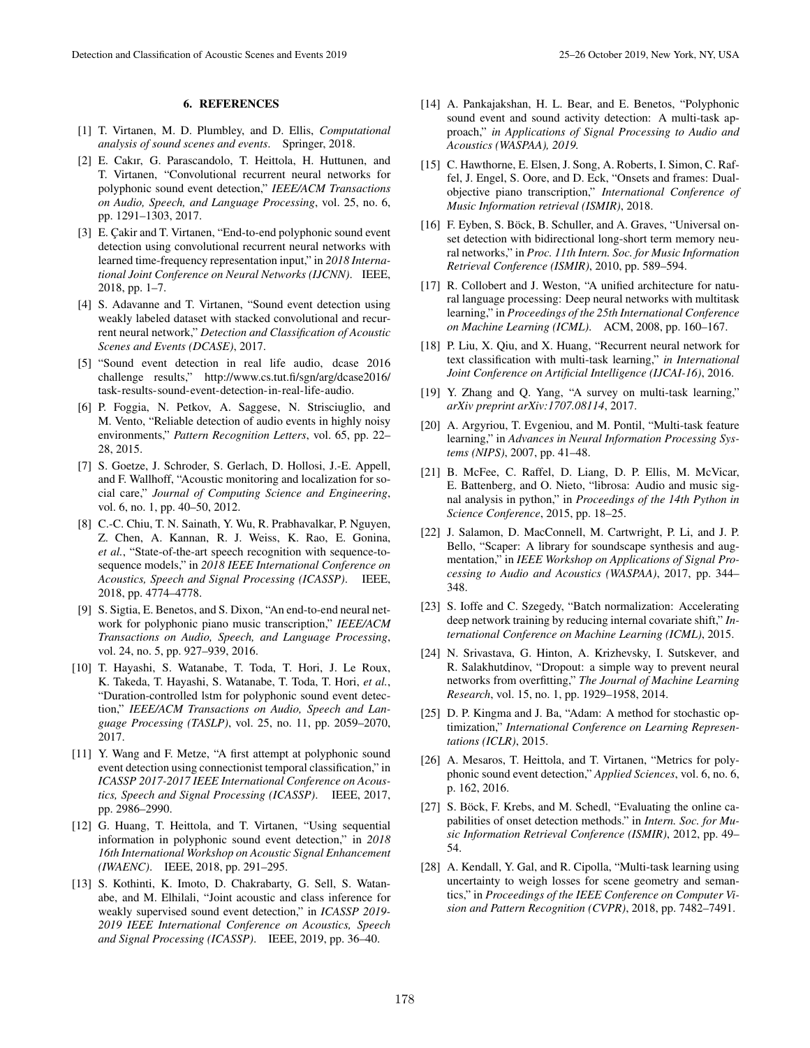## 6. REFERENCES

[1] T. Virtanen, M. D. Plumbley, and D. Ellis, *Computational analysis of sound scenes and events*. Springer, 2018.

[2] E. Cakır, G. Parascandolo, T. Heittola, H. Huttunen, and T. Virtanen, "Convolutional recurrent neural networks for polyphonic sound event detection," *IEEE/ACM Transactions on Audio, Speech, and Language Processing*, vol. 25, no. 6, pp. 1291–1303, 2017.

[3] E. Çakir and T. Virtanen, "End-to-end polyphonic sound event detection using convolutional recurrent neural networks with learned time-frequency representation input," in *2018 International Joint Conference on Neural Networks (IJCNN)*. IEEE, 2018, pp. 1–7.

[4] S. Adavanne and T. Virtanen, "Sound event detection using weakly labeled dataset with stacked convolutional and recurrent neural network," *Detection and Classification of Acoustic Scenes and Events (DCASE)*, 2017.

[5] "Sound event detection in real life audio, dcase 2016 challenge results," http://www.cs.tut.fi/sgn/arg/dcase2016/task-results-sound-event-detection-in-real-life-audio.

[6] P. Foggia, N. Petkov, A. Saggese, N. Strisciuglio, and M. Vento, "Reliable detection of audio events in highly noisy environments," *Pattern Recognition Letters*, vol. 65, pp. 22–28, 2015.

[7] S. Goetze, J. Schroder, S. Gerlach, D. Hollosi, J.-E. Appell, and F. Wallhoff, "Acoustic monitoring and localization for social care," *Journal of Computing Science and Engineering*, vol. 6, no. 1, pp. 40–50, 2012.

[8] C.-C. Chiu, T. N. Sainath, Y. Wu, R. Prabhavalkar, P. Nguyen, Z. Chen, A. Kannan, R. J. Weiss, K. Rao, E. Gonina, *et al.*, "State-of-the-art speech recognition with sequence-to-sequence models," in *2018 IEEE International Conference on Acoustics, Speech and Signal Processing (ICASSP)*. IEEE, 2018, pp. 4774–4778.

[9] S. Sigtia, E. Benetos, and S. Dixon, "An end-to-end neural network for polyphonic piano music transcription," *IEEE/ACM Transactions on Audio, Speech, and Language Processing*, vol. 24, no. 5, pp. 927–939, 2016.

[10] T. Hayashi, S. Watanabe, T. Toda, T. Hori, J. Le Roux, K. Takeda, T. Hayashi, S. Watanabe, T. Toda, T. Hori, *et al.*, "Duration-controlled lstm for polyphonic sound event detection," *IEEE/ACM Transactions on Audio, Speech and Language Processing (TASLP)*, vol. 25, no. 11, pp. 2059–2070, 2017.

[11] Y. Wang and F. Metze, "A first attempt at polyphonic sound event detection using connectionist temporal classification," in *ICASSP 2017-2017 IEEE International Conference on Acoustics, Speech and Signal Processing (ICASSP)*. IEEE, 2017, pp. 2986–2990.

[12] G. Huang, T. Heittola, and T. Virtanen, "Using sequential information in polyphonic sound event detection," in *2018 16th International Workshop on Acoustic Signal Enhancement (IWAENC)*. IEEE, 2018, pp. 291–295.

[13] S. Kothinti, K. Imoto, D. Chakrabarty, G. Sell, S. Watanabe, and M. Elhilali, "Joint acoustic and class inference for weakly supervised sound event detection," in *ICASSP 2019-2019 IEEE International Conference on Acoustics, Speech and Signal Processing (ICASSP)*. IEEE, 2019, pp. 36–40.

[14] A. Pankajakshan, H. L. Bear, and E. Benetos, "Polyphonic sound event and sound activity detection: A multi-task approach," *in Applications of Signal Processing to Audio and Acoustics (WASPAA), 2019.*

[15] C. Hawthorne, E. Elsen, J. Song, A. Roberts, I. Simon, C. Raffel, J. Engel, S. Oore, and D. Eck, "Onsets and frames: Dual-objective piano transcription," *International Conference of Music Information retrieval (ISMIR)*, 2018.

[16] F. Eyben, S. Böck, B. Schuller, and A. Graves, "Universal onset detection with bidirectional long-short term memory neural networks," in *Proc. 11th Intern. Soc. for Music Information Retrieval Conference (ISMIR)*, 2010, pp. 589–594.

[17] R. Collobert and J. Weston, "A unified architecture for natural language processing: Deep neural networks with multitask learning," in *Proceedings of the 25th International Conference on Machine Learning (ICML)*. ACM, 2008, pp. 160–167.

[18] P. Liu, X. Qiu, and X. Huang, "Recurrent neural network for text classification with multi-task learning," *in International Joint Conference on Artificial Intelligence (IJCAI-16)*, 2016.

[19] Y. Zhang and Q. Yang, "A survey on multi-task learning," *arXiv preprint arXiv:1707.08114*, 2017.

[20] A. Argyriou, T. Evgeniou, and M. Pontil, "Multi-task feature learning," in *Advances in Neural Information Processing Systems (NIPS)*, 2007, pp. 41–48.

[21] B. McFee, C. Raffel, D. Liang, D. P. Ellis, M. McVicar, E. Battenberg, and O. Nieto, "librosa: Audio and music signal analysis in python," in *Proceedings of the 14th Python in Science Conference*, 2015, pp. 18–25.

[22] J. Salamon, D. MacConnell, M. Cartwright, P. Li, and J. P. Bello, "Scaper: A library for soundscape synthesis and augmentation," in *IEEE Workshop on Applications of Signal Processing to Audio and Acoustics (WASPAA)*, 2017, pp. 344–348.

[23] S. Ioffe and C. Szegedy, "Batch normalization: Accelerating deep network training by reducing internal covariate shift," *International Conference on Machine Learning (ICML)*, 2015.

[24] N. Srivastava, G. Hinton, A. Krizhevsky, I. Sutskever, and R. Salakhutdinov, "Dropout: a simple way to prevent neural networks from overfitting," *The Journal of Machine Learning Research*, vol. 15, no. 1, pp. 1929–1958, 2014.

[25] D. P. Kingma and J. Ba, "Adam: A method for stochastic optimization," *International Conference on Learning Representations (ICLR)*, 2015.

[26] A. Mesaros, T. Heittola, and T. Virtanen, "Metrics for polyphonic sound event detection," *Applied Sciences*, vol. 6, no. 6, p. 162, 2016.

[27] S. Böck, F. Krebs, and M. Schedl, "Evaluating the online capabilities of onset detection methods." in *Intern. Soc. for Music Information Retrieval Conference (ISMIR)*, 2012, pp. 49–54.

[28] A. Kendall, Y. Gal, and R. Cipolla, "Multi-task learning using uncertainty to weigh losses for scene geometry and semantics," in *Proceedings of the IEEE Conference on Computer Vision and Pattern Recognition (CVPR)*, 2018, pp. 7482–7491.